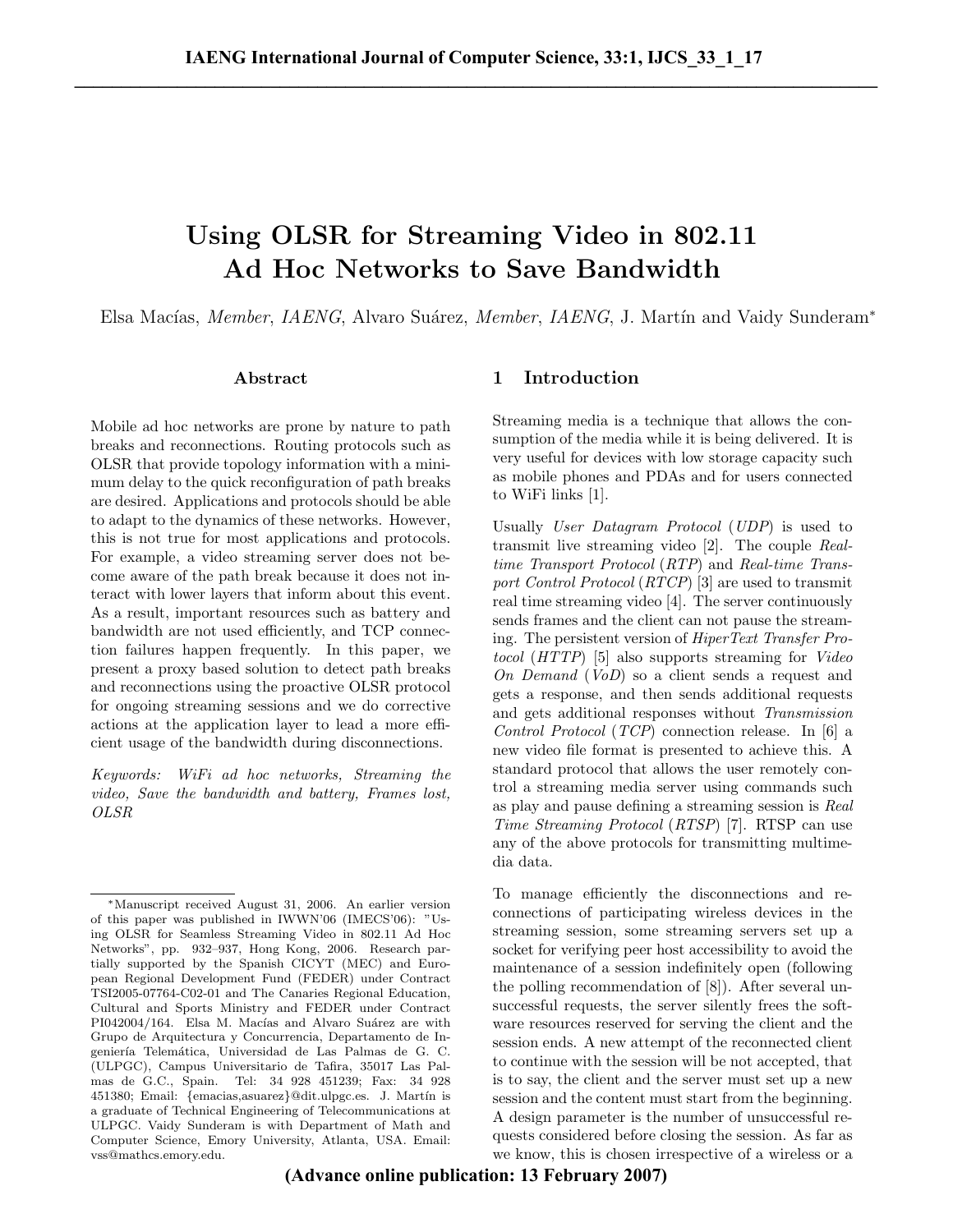# Using OLSR for Streaming Video in 802.11 Ad Hoc Networks to Save Bandwidth

Elsa Macías, *Member*, *IAENG*, Alvaro Suárez, *Member*, *IAENG*, J. Martín and Vaidy Sunderam*

## Abstract

Mobile ad hoc networks are prone by nature to path breaks and reconnections. Routing protocols such as OLSR that provide topology information with a minimum delay to the quick reconfiguration of path breaks are desired. Applications and protocols should be able to adapt to the dynamics of these networks. However, this is not true for most applications and protocols. For example, a video streaming server does not become aware of the path break because it does not interact with lower layers that inform about this event. As a result, important resources such as battery and bandwidth are not used efficiently, and TCP connection failures happen frequently. In this paper, we present a proxy based solution to detect path breaks and reconnections using the proactive OLSR protocol for ongoing streaming sessions and we do corrective actions at the application layer to lead a more efficient usage of the bandwidth during disconnections.

*Keywords: WiFi ad hoc networks, Streaming the video, Save the bandwidth and battery, Frames lost, OLSR*

*Manuscript received August 31, 2006. An earlier version of this paper was published in IWWN'06 (IMECS'06): "Using OLSR for Seamless Streaming Video in 802.11 Ad Hoc Networks", pp. 932–937, Hong Kong, 2006. Research partially supported by the Spanish CICYT (MEC) and European Regional Development Fund (FEDER) under Contract TSI2005-07764-C02-01 and The Canaries Regional Education, Cultural and Sports Ministry and FEDER under Contract PI042004/164. Elsa M. Macías and Alvaro Suárez are with Grupo de Arquitectura y Concurrencia, Departamento de Ingeniería Telemática, Universidad de Las Palmas de G. C. (ULPGC), Campus Universitario de Tafira, 35017 Las Palmas de G.C., Spain. Tel: 34 928 451239; Fax: 34 928 451380; Email: {emacias,asuarez}@dit.ulpgc.es. J. Martín is a graduate of Technical Engineering of Telecommunications at ULPGC. Vaidy Sunderam is with Department of Math and Computer Science, Emory University, Atlanta, USA. Email: vss@mathcs.emory.edu.

## 1 Introduction

Streaming media is a technique that allows the consumption of the media while it is being delivered. It is very useful for devices with low storage capacity such as mobile phones and PDAs and for users connected to WiFi links [1].

Usually *User Datagram Protocol* (*UDP*) is used to transmit live streaming video [2]. The couple *Real-time Transport Protocol* (*RTP*) and *Real-time Transport Control Protocol* (*RTCP*) [3] are used to transmit real time streaming video [4]. The server continuously sends frames and the client can not pause the streaming. The persistent version of *HiperText Transfer Protocol* (*HTTP*) [5] also supports streaming for *Video On Demand* (*VoD*) so a client sends a request and gets a response, and then sends additional requests and gets additional responses without *Transmission Control Protocol* (*TCP*) connection release. In [6] a new video file format is presented to achieve this. A standard protocol that allows the user remotely control a streaming media server using commands such as play and pause defining a streaming session is *Real Time Streaming Protocol* (*RTSP*) [7]. RTSP can use any of the above protocols for transmitting multimedia data.

To manage efficiently the disconnections and reconnections of participating wireless devices in the streaming session, some streaming servers set up a socket for verifying peer host accessibility to avoid the maintenance of a session indefinitely open (following the polling recommendation of [8]). After several unsuccessful requests, the server silently frees the software resources reserved for serving the client and the session ends. A new attempt of the reconnected client to continue with the session will be not accepted, that is to say, the client and the server must set up a new session and the content must start from the beginning. A design parameter is the number of unsuccessful requests considered before closing the session. As far as we know, this is chosen irrespective of a wireless or a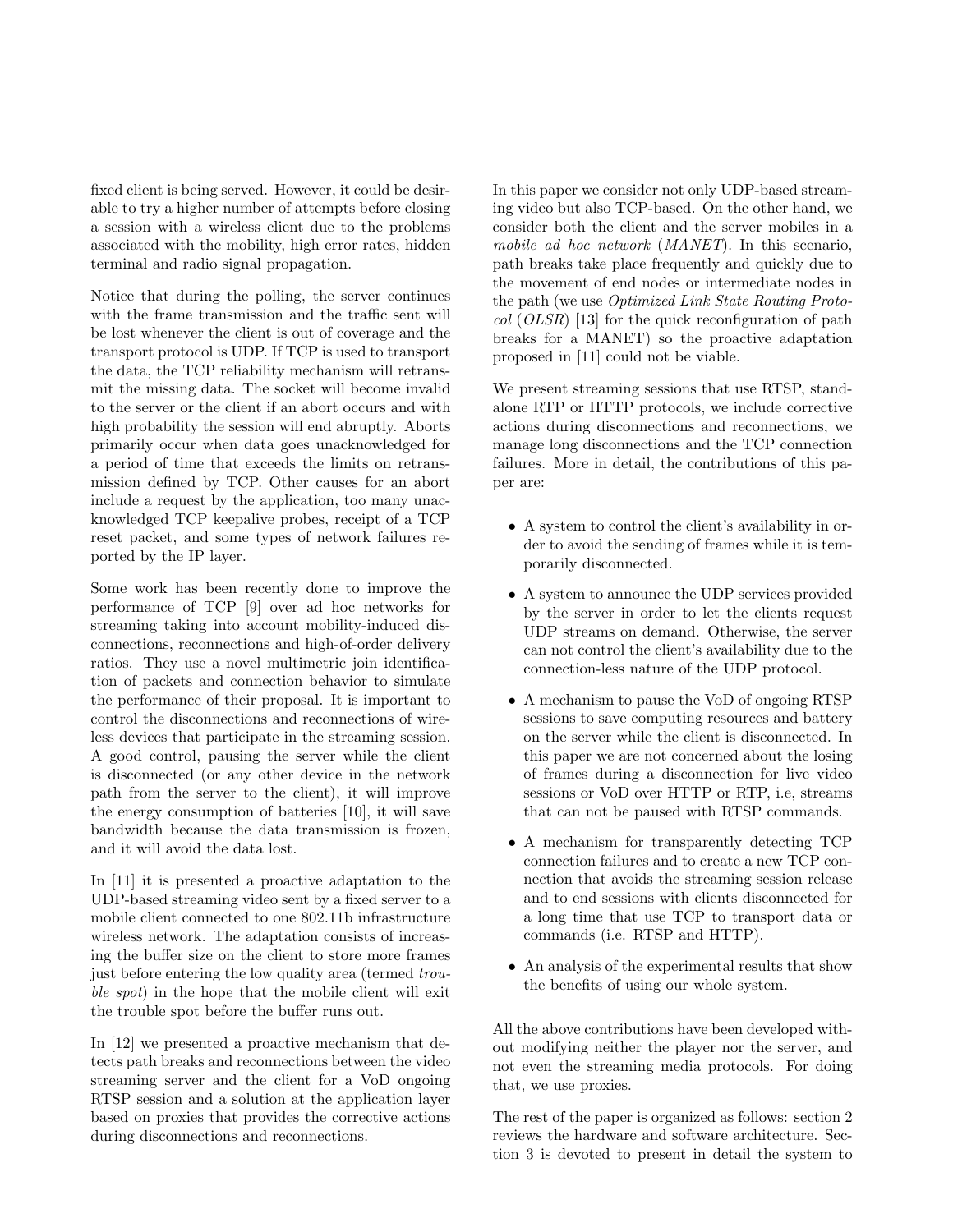fixed client is being served. However, it could be desirable to try a higher number of attempts before closing a session with a wireless client due to the problems associated with the mobility, high error rates, hidden terminal and radio signal propagation.

Notice that during the polling, the server continues with the frame transmission and the traffic sent will be lost whenever the client is out of coverage and the transport protocol is UDP. If TCP is used to transport the data, the TCP reliability mechanism will retransmit the missing data. The socket will become invalid to the server or the client if an abort occurs and with high probability the session will end abruptly. Aborts primarily occur when data goes unacknowledged for a period of time that exceeds the limits on retransmission defined by TCP. Other causes for an abort include a request by the application, too many unacknowledged TCP keepalive probes, receipt of a TCP reset packet, and some types of network failures reported by the IP layer.

Some work has been recently done to improve the performance of TCP [9] over ad hoc networks for streaming taking into account mobility-induced disconnections, reconnections and high-of-order delivery ratios. They use a novel multimetric join identification of packets and connection behavior to simulate the performance of their proposal. It is important to control the disconnections and reconnections of wireless devices that participate in the streaming session. A good control, pausing the server while the client is disconnected (or any other device in the network path from the server to the client), it will improve the energy consumption of batteries [10], it will save bandwidth because the data transmission is frozen, and it will avoid the data lost.

In [11] it is presented a proactive adaptation to the UDP-based streaming video sent by a fixed server to a mobile client connected to one 802.11b infrastructure wireless network. The adaptation consists of increasing the buffer size on the client to store more frames just before entering the low quality area (termed *trouble spot*) in the hope that the mobile client will exit the trouble spot before the buffer runs out.

In [12] we presented a proactive mechanism that detects path breaks and reconnections between the video streaming server and the client for a VoD ongoing RTSP session and a solution at the application layer based on proxies that provides the corrective actions during disconnections and reconnections.

In this paper we consider not only UDP-based streaming video but also TCP-based. On the other hand, we consider both the client and the server mobiles in a *mobile ad hoc network* (*MANET*). In this scenario, path breaks take place frequently and quickly due to the movement of end nodes or intermediate nodes in the path (we use *Optimized Link State Routing Protocol* (*OLSR*) [13] for the quick reconfiguration of path breaks for a MANET) so the proactive adaptation proposed in [11] could not be viable.

We present streaming sessions that use RTSP, standalone RTP or HTTP protocols, we include corrective actions during disconnections and reconnections, we manage long disconnections and the TCP connection failures. More in detail, the contributions of this paper are:

- A system to control the client's availability in order to avoid the sending of frames while it is temporarily disconnected.
- A system to announce the UDP services provided by the server in order to let the clients request UDP streams on demand. Otherwise, the server can not control the client's availability due to the connection-less nature of the UDP protocol.
- A mechanism to pause the VoD of ongoing RTSP sessions to save computing resources and battery on the server while the client is disconnected. In this paper we are not concerned about the losing of frames during a disconnection for live video sessions or VoD over HTTP or RTP, i.e, streams that can not be paused with RTSP commands.
- A mechanism for transparently detecting TCP connection failures and to create a new TCP connection that avoids the streaming session release and to end sessions with clients disconnected for a long time that use TCP to transport data or commands (i.e. RTSP and HTTP).
- An analysis of the experimental results that show the benefits of using our whole system.

All the above contributions have been developed without modifying neither the player nor the server, and not even the streaming media protocols. For doing that, we use proxies.

The rest of the paper is organized as follows: section 2 reviews the hardware and software architecture. Section 3 is devoted to present in detail the system to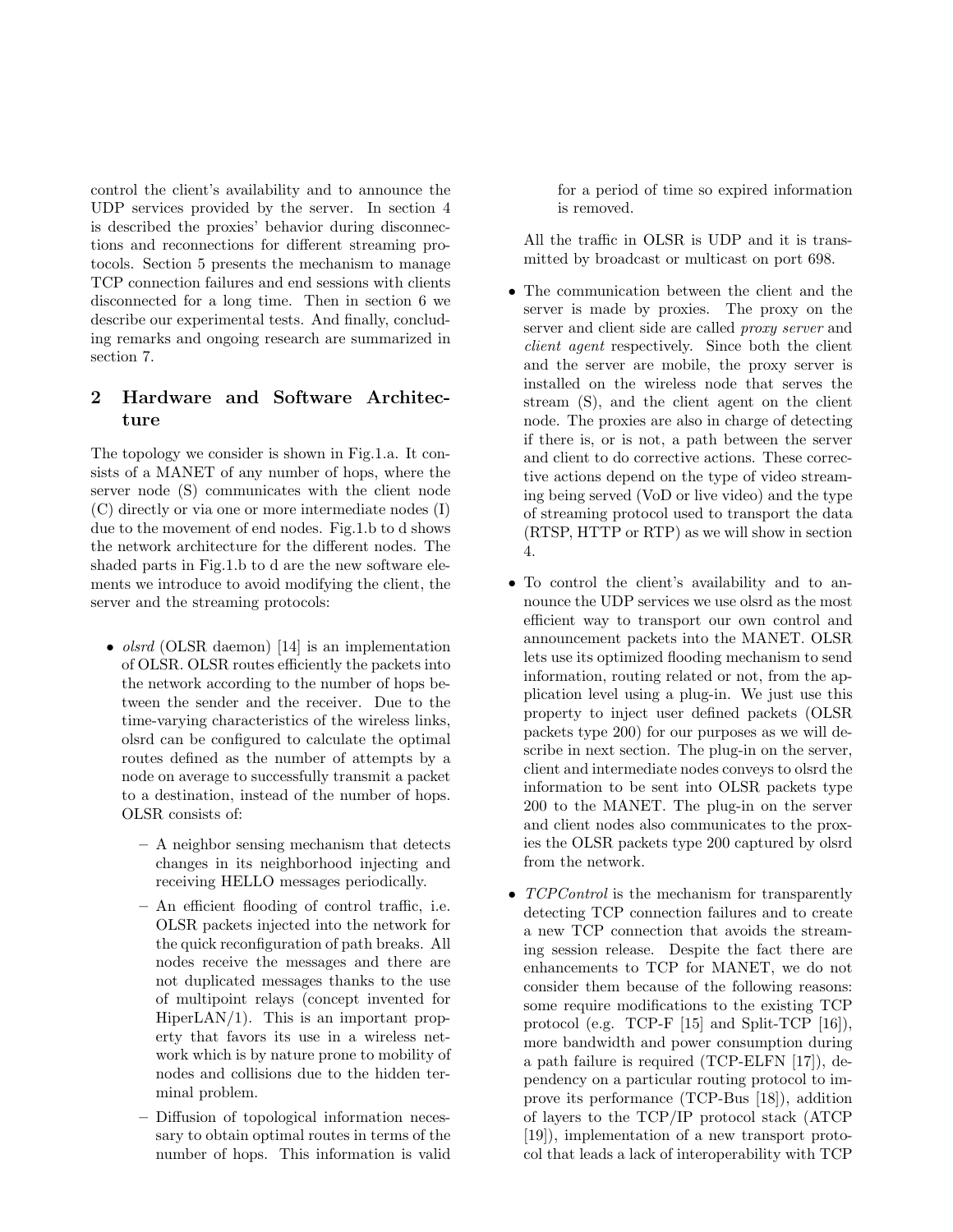control the client's availability and to announce the UDP services provided by the server. In section 4 is described the proxies' behavior during disconnections and reconnections for different streaming protocols. Section 5 presents the mechanism to manage TCP connection failures and end sessions with clients disconnected for a long time. Then in section 6 we describe our experimental tests. And finally, concluding remarks and ongoing research are summarized in section 7.

## 2 Hardware and Software Architecture

The topology we consider is shown in Fig.1.a. It consists of a MANET of any number of hops, where the server node (S) communicates with the client node (C) directly or via one or more intermediate nodes (I) due to the movement of end nodes. Fig.1.b to d shows the network architecture for the different nodes. The shaded parts in Fig.1.b to d are the new software elements we introduce to avoid modifying the client, the server and the streaming protocols:

- *olsrd* (OLSR daemon) [14] is an implementation of OLSR. OLSR routes efficiently the packets into the network according to the number of hops between the sender and the receiver. Due to the time-varying characteristics of the wireless links, olsrd can be configured to calculate the optimal routes defined as the number of attempts by a node on average to successfully transmit a packet to a destination, instead of the number of hops. OLSR consists of:
  - A neighbor sensing mechanism that detects changes in its neighborhood injecting and receiving HELLO messages periodically.
  - An efficient flooding of control traffic, i.e. OLSR packets injected into the network for the quick reconfiguration of path breaks. All nodes receive the messages and there are not duplicated messages thanks to the use of multipoint relays (concept invented for HiperLAN/1). This is an important property that favors its use in a wireless network which is by nature prone to mobility of nodes and collisions due to the hidden terminal problem.
  - Diffusion of topological information necessary to obtain optimal routes in terms of the number of hops. This information is valid for a period of time so expired information is removed.

  All the traffic in OLSR is UDP and it is transmitted by broadcast or multicast on port 698.

- The communication between the client and the server is made by proxies. The proxy on the server and client side are called *proxy server* and *client agent* respectively. Since both the client and the server are mobile, the proxy server is installed on the wireless node that serves the stream (S), and the client agent on the client node. The proxies are also in charge of detecting if there is, or is not, a path between the server and client to do corrective actions. These corrective actions depend on the type of video streaming being served (VoD or live video) and the type of streaming protocol used to transport the data (RTSP, HTTP or RTP) as we will show in section 4.

- To control the client's availability and to announce the UDP services we use olsrd as the most efficient way to transport our own control and announcement packets into the MANET. OLSR lets use its optimized flooding mechanism to send information, routing related or not, from the application level using a plug-in. We just use this property to inject user defined packets (OLSR packets type 200) for our purposes as we will describe in next section. The plug-in on the server, client and intermediate nodes conveys to olsrd the information to be sent into OLSR packets type 200 to the MANET. The plug-in on the server and client nodes also communicates to the proxies the OLSR packets type 200 captured by olsrd from the network.

- *TCPControl* is the mechanism for transparently detecting TCP connection failures and to create a new TCP connection that avoids the streaming session release. Despite the fact there are enhancements to TCP for MANET, we do not consider them because of the following reasons: some require modifications to the existing TCP protocol (e.g. TCP-F [15] and Split-TCP [16]), more bandwidth and power consumption during a path failure is required (TCP-ELFN [17]), dependency on a particular routing protocol to improve its performance (TCP-Bus [18]), addition of layers to the TCP/IP protocol stack (ATCP [19]), implementation of a new transport protocol that leads a lack of interoperability with TCP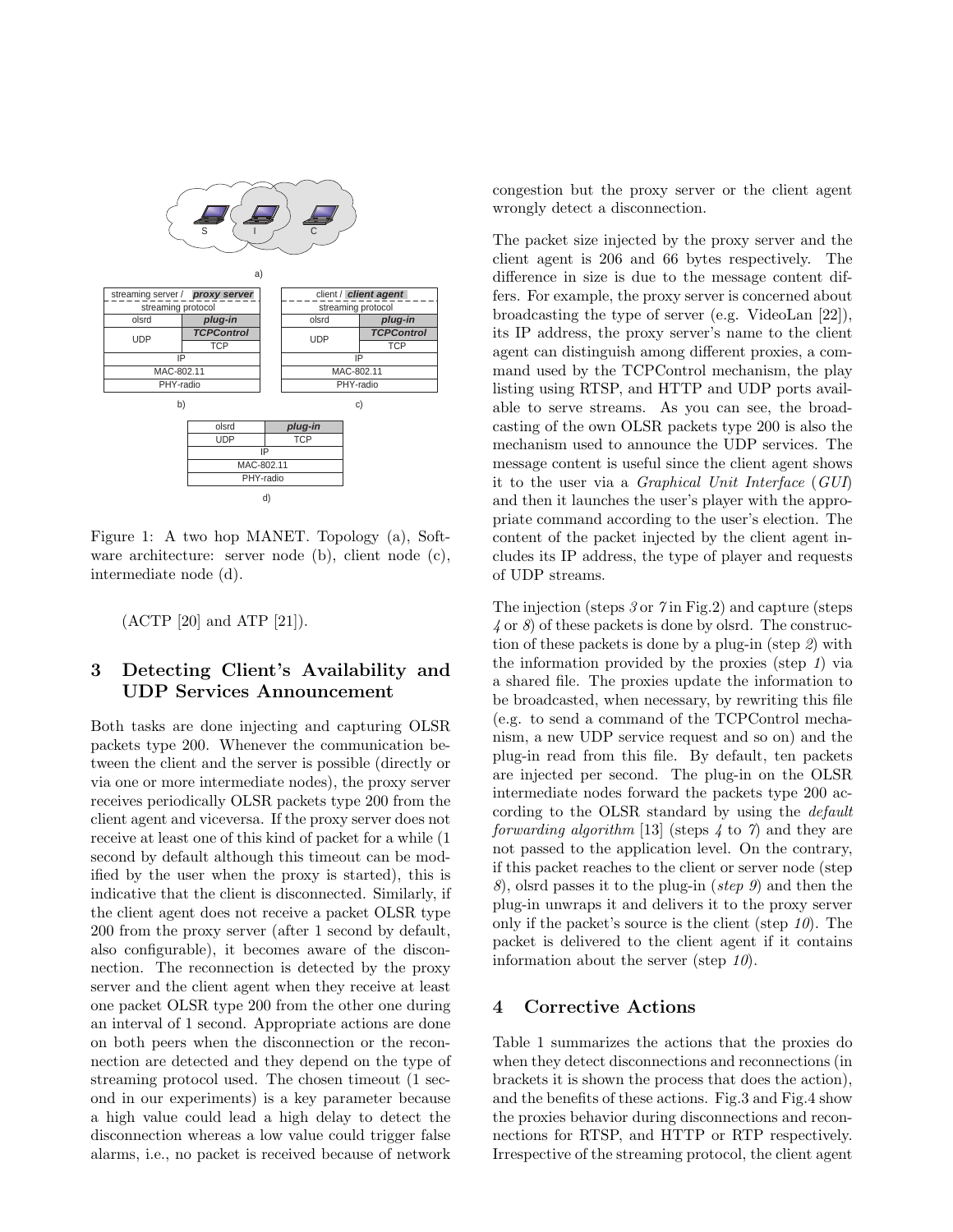Figure 1: A two hop MANET. Topology (a), Software architecture: server node (b), client node (c), intermediate node (d).

(ACTP [20] and ATP [21]).

## 3 Detecting Client's Availability and UDP Services Announcement

Both tasks are done injecting and capturing OLSR packets type 200. Whenever the communication between the client and the server is possible (directly or via one or more intermediate nodes), the proxy server receives periodically OLSR packets type 200 from the client agent and viceversa. If the proxy server does not receive at least one of this kind of packet for a while (1 second by default although this timeout can be modified by the user when the proxy is started), this is indicative that the client is disconnected. Similarly, if the client agent does not receive a packet OLSR type 200 from the proxy server (after 1 second by default, also configurable), it becomes aware of the disconnection. The reconnection is detected by the proxy server and the client agent when they receive at least one packet OLSR type 200 from the other one during an interval of 1 second. Appropriate actions are done on both peers when the disconnection or the reconnection are detected and they depend on the type of streaming protocol used. The chosen timeout (1 second in our experiments) is a key parameter because a high value could lead a high delay to detect the disconnection whereas a low value could trigger false alarms, i.e., no packet is received because of network congestion but the proxy server or the client agent wrongly detect a disconnection.

The packet size injected by the proxy server and the client agent is 206 and 66 bytes respectively. The difference in size is due to the message content differs. For example, the proxy server is concerned about broadcasting the type of server (e.g. VideoLan [22]), its IP address, the proxy server's name to the client agent can distinguish among different proxies, a command used by the TCPControl mechanism, the play listing using RTSP, and HTTP and UDP ports available to serve streams. As you can see, the broadcasting of the own OLSR packets type 200 is also the mechanism used to announce the UDP services. The message content is useful since the client agent shows it to the user via a *Graphical Unit Interface* (*GUI*) and then it launches the user's player with the appropriate command according to the user's election. The content of the packet injected by the client agent includes its IP address, the type of player and requests of UDP streams.

The injection (steps *3* or *7* in Fig.2) and capture (steps *4* or *8*) of these packets is done by olsrd. The construction of these packets is done by a plug-in (step *2*) with the information provided by the proxies (step *1*) via a shared file. The proxies update the information to be broadcasted, when necessary, by rewriting this file (e.g. to send a command of the TCPControl mechanism, a new UDP service request and so on) and the plug-in read from this file. By default, ten packets are injected per second. The plug-in on the OLSR intermediate nodes forward the packets type 200 according to the OLSR standard by using the *default forwarding algorithm* [13] (steps *4* to *7*) and they are not passed to the application level. On the contrary, if this packet reaches to the client or server node (step *8*), olsrd passes it to the plug-in (*step 9*) and then the plug-in unwraps it and delivers it to the proxy server only if the packet's source is the client (step *10*). The packet is delivered to the client agent if it contains information about the server (step *10*).

## 4 Corrective Actions

Table 1 summarizes the actions that the proxies do when they detect disconnections and reconnections (in brackets it is shown the process that does the action), and the benefits of these actions. Fig.3 and Fig.4 show the proxies behavior during disconnections and reconnections for RTSP, and HTTP or RTP respectively. Irrespective of the streaming protocol, the client agent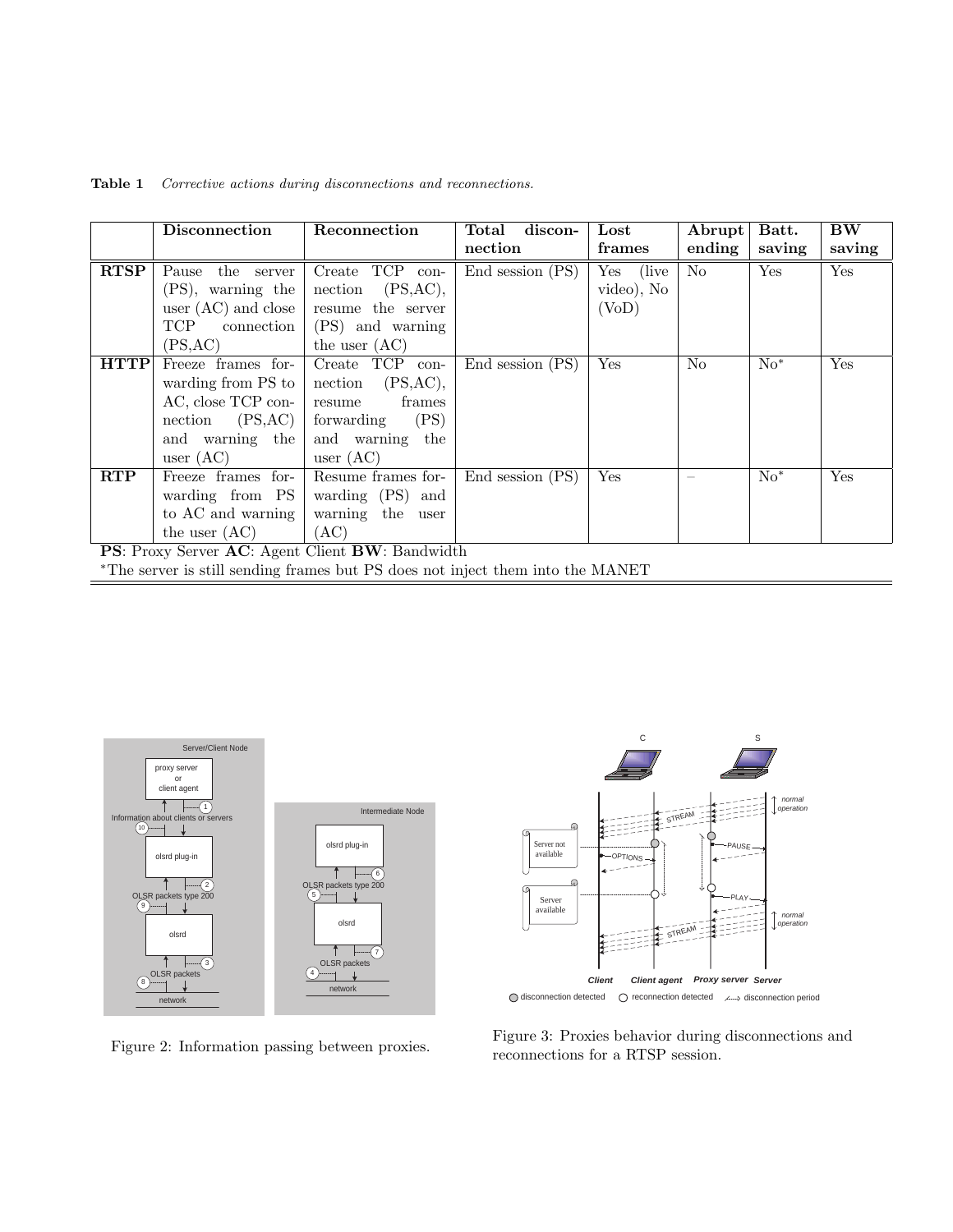**Table 1** *Corrective actions during disconnections and reconnections.*

| | **Disconnection** | **Reconnection** | **Total disconnection** | **Lost frames** | **Abrupt ending** | **Batt. saving** | **BW saving** |
|---|---|---|---|---|---|---|---|
| **RTSP** | Pause the server (PS), warning the user (AC) and close TCP connection (PS,AC) | Create TCP connection (PS,AC), resume the server (PS) and warning the user (AC) | End session (PS) | Yes (live video), No (VoD) | No | Yes | Yes |
| **HTTP** | Freeze frames forwarding from PS to AC, close TCP connection (PS,AC) and warning the user (AC) | Create TCP connection (PS,AC), resume frames forwarding (PS) and warning the user (AC) | End session (PS) | Yes | No | No* | Yes |
| **RTP** | Freeze frames forwarding from PS to AC and warning the user (AC) | Resume frames forwarding (PS) and warning the user (AC) | End session (PS) | Yes | – | No* | Yes |

**PS**: Proxy Server **AC**: Agent Client **BW**: Bandwidth

*The server is still sending frames but PS does not inject them into the MANET

Figure 2: Information passing between proxies.

Figure 3: Proxies behavior during disconnections and reconnections for a RTSP session.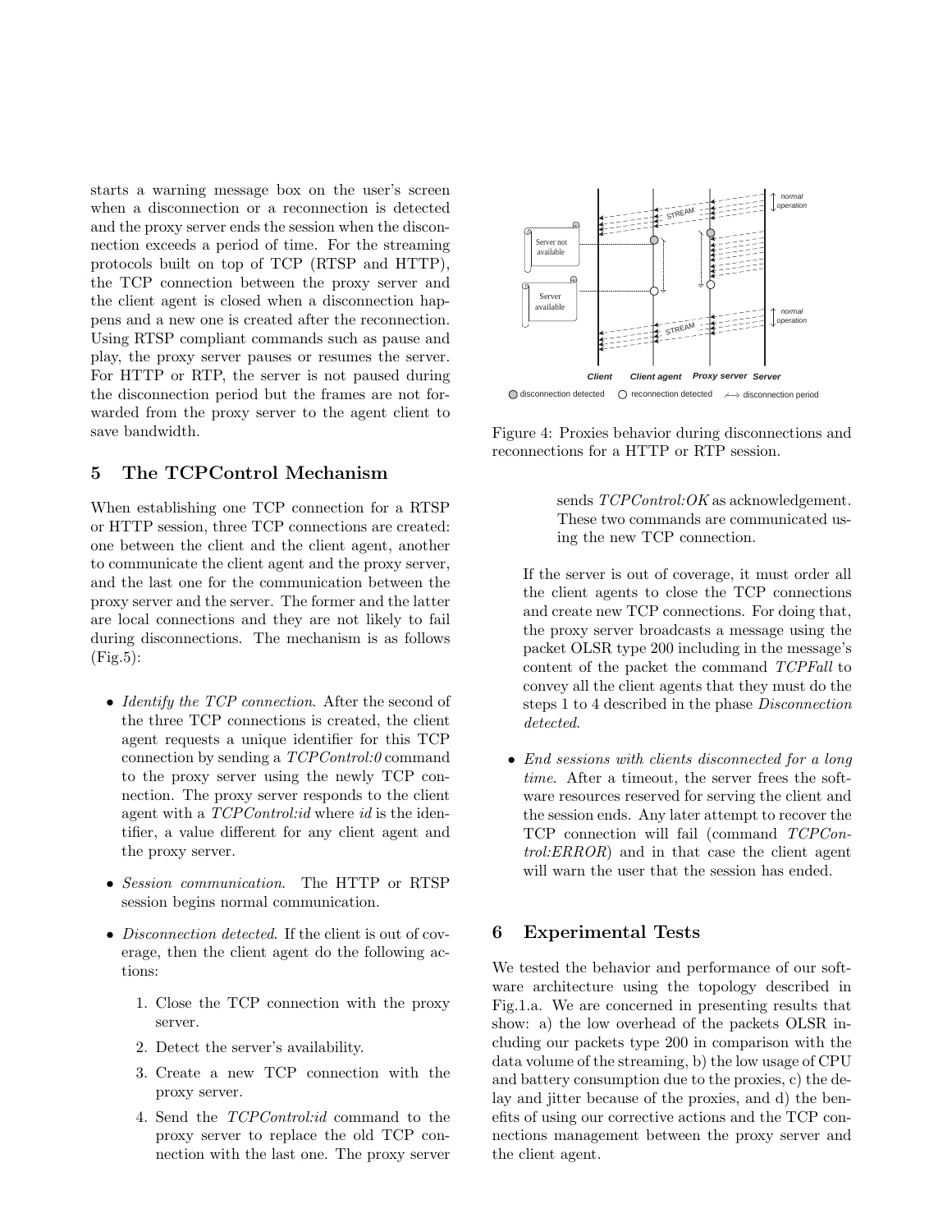starts a warning message box on the user's screen when a disconnection or a reconnection is detected and the proxy server ends the session when the disconnection exceeds a period of time. For the streaming protocols built on top of TCP (RTSP and HTTP), the TCP connection between the proxy server and the client agent is closed when a disconnection happens and a new one is created after the reconnection. Using RTSP compliant commands such as pause and play, the proxy server pauses or resumes the server. For HTTP or RTP, the server is not paused during the disconnection period but the frames are not forwarded from the proxy server to the agent client to save bandwidth.

Figure 4: Proxies behavior during disconnections and reconnections for a HTTP or RTP session.

## 5 The TCPControl Mechanism

When establishing one TCP connection for a RTSP or HTTP session, three TCP connections are created: one between the client and the client agent, another to communicate the client agent and the proxy server, and the last one for the communication between the proxy server and the server. The former and the latter are local connections and they are not likely to fail during disconnections. The mechanism is as follows (Fig.5):

- *Identify the TCP connection*. After the second of the three TCP connections is created, the client agent requests a unique identifier for this TCP connection by sending a *TCPControl:0* command to the proxy server using the newly TCP connection. The proxy server responds to the client agent with a *TCPControl:id* where *id* is the identifier, a value different for any client agent and the proxy server.
- *Session communication*. The HTTP or RTSP session begins normal communication.
- *Disconnection detected*. If the client is out of coverage, then the client agent do the following actions:
  1. Close the TCP connection with the proxy server.
  2. Detect the server's availability.
  3. Create a new TCP connection with the proxy server.
  4. Send the *TCPControl:id* command to the proxy server to replace the old TCP connection with the last one. The proxy server sends *TCPControl:OK* as acknowledgement. These two commands are communicated using the new TCP connection.

  If the server is out of coverage, it must order all the client agents to close the TCP connections and create new TCP connections. For doing that, the proxy server broadcasts a message using the packet OLSR type 200 including in the message's content of the packet the command *TCPFall* to convey all the client agents that they must do the steps 1 to 4 described in the phase *Disconnection detected*.
- *End sessions with clients disconnected for a long time*. After a timeout, the server frees the software resources reserved for serving the client and the session ends. Any later attempt to recover the TCP connection will fail (command *TCPControl:ERROR*) and in that case the client agent will warn the user that the session has ended.

## 6 Experimental Tests

We tested the behavior and performance of our software architecture using the topology described in Fig.1.a. We are concerned in presenting results that show: a) the low overhead of the packets OLSR including our packets type 200 in comparison with the data volume of the streaming, b) the low usage of CPU and battery consumption due to the proxies, c) the delay and jitter because of the proxies, and d) the benefits of using our corrective actions and the TCP connections management between the proxy server and the client agent.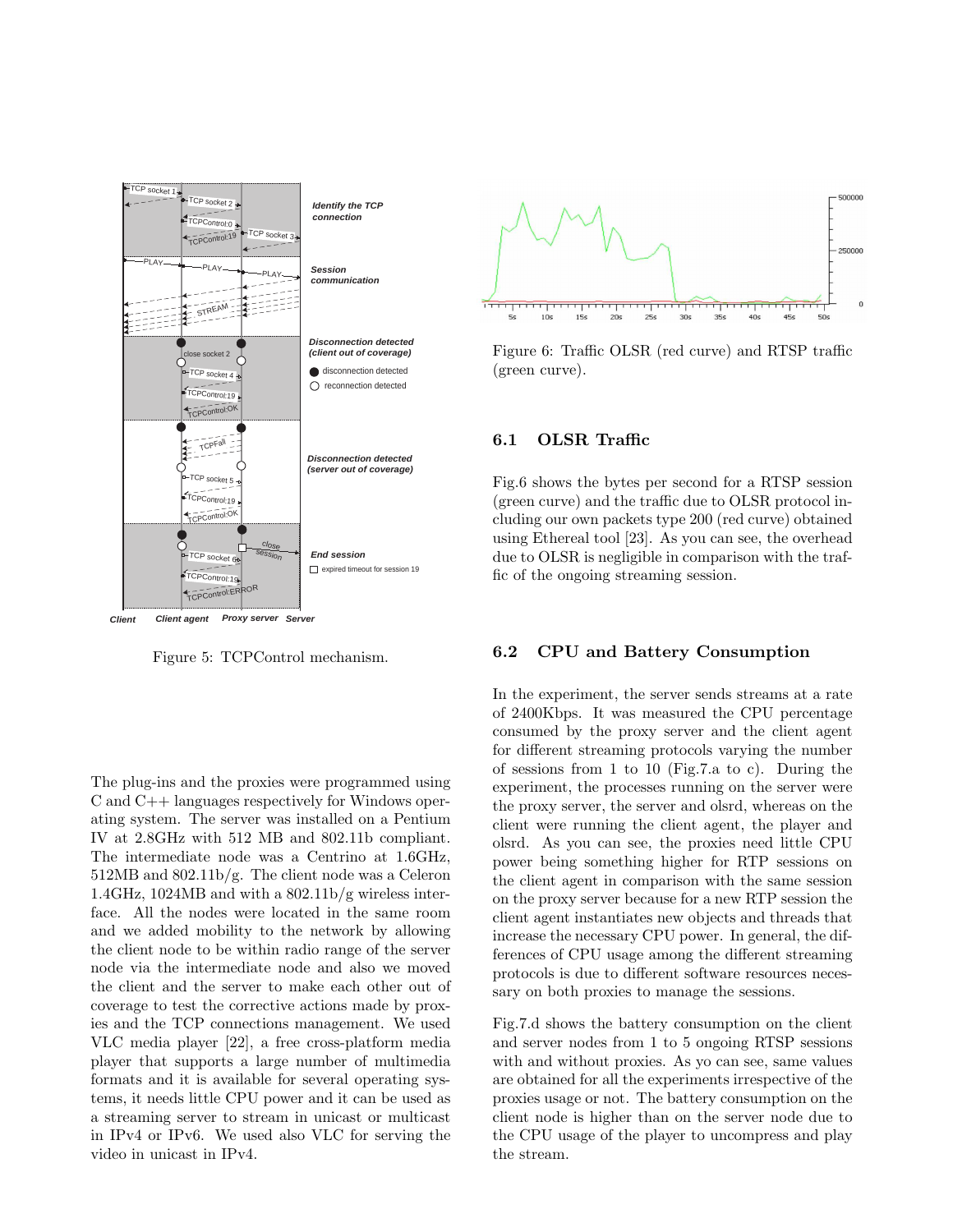Figure 5: TCPControl mechanism.

The plug-ins and the proxies were programmed using C and C++ languages respectively for Windows operating system. The server was installed on a Pentium IV at 2.8GHz with 512 MB and 802.11b compliant. The intermediate node was a Centrino at 1.6GHz, 512MB and 802.11b/g. The client node was a Celeron 1.4GHz, 1024MB and with a 802.11b/g wireless interface. All the nodes were located in the same room and we added mobility to the network by allowing the client node to be within radio range of the server node via the intermediate node and also we moved the client and the server to make each other out of coverage to test the corrective actions made by proxies and the TCP connections management. We used VLC media player [22], a free cross-platform media player that supports a large number of multimedia formats and it is available for several operating systems, it needs little CPU power and it can be used as a streaming server to stream in unicast or multicast in IPv4 or IPv6. We used also VLC for serving the video in unicast in IPv4.

Figure 6: Traffic OLSR (red curve) and RTSP traffic (green curve).

## 6.1 OLSR Traffic

Fig.6 shows the bytes per second for a RTSP session (green curve) and the traffic due to OLSR protocol including our own packets type 200 (red curve) obtained using Ethereal tool [23]. As you can see, the overhead due to OLSR is negligible in comparison with the traffic of the ongoing streaming session.

## 6.2 CPU and Battery Consumption

In the experiment, the server sends streams at a rate of 2400Kbps. It was measured the CPU percentage consumed by the proxy server and the client agent for different streaming protocols varying the number of sessions from 1 to 10 (Fig.7.a to c). During the experiment, the processes running on the server were the proxy server, the server and olsrd, whereas on the client were running the client agent, the player and olsrd. As you can see, the proxies need little CPU power being something higher for RTP sessions on the client agent in comparison with the same session on the proxy server because for a new RTP session the client agent instantiates new objects and threads that increase the necessary CPU power. In general, the differences of CPU usage among the different streaming protocols is due to different software resources necessary on both proxies to manage the sessions.

Fig.7.d shows the battery consumption on the client and server nodes from 1 to 5 ongoing RTSP sessions with and without proxies. As yo can see, same values are obtained for all the experiments irrespective of the proxies usage or not. The battery consumption on the client node is higher than on the server node due to the CPU usage of the player to uncompress and play the stream.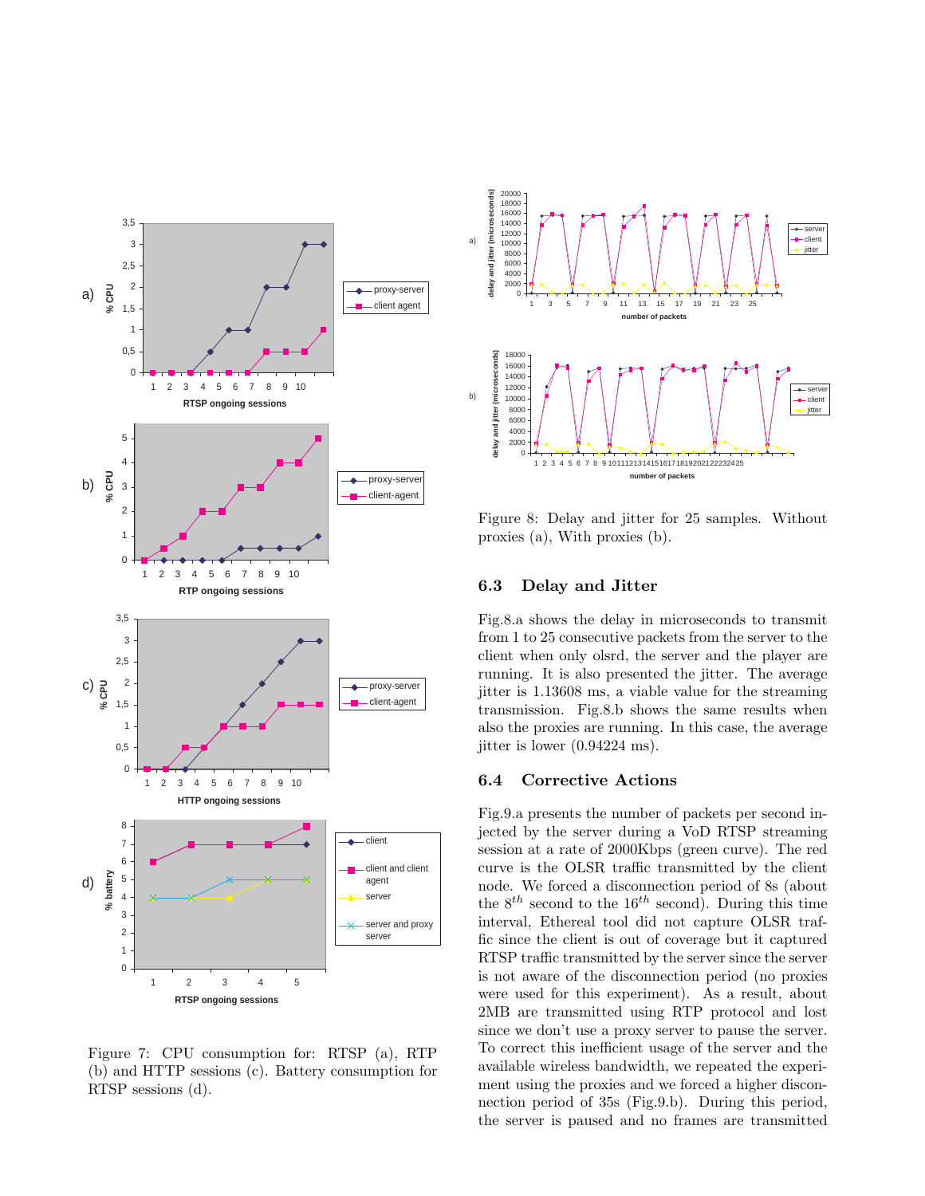Figure 7: CPU consumption for: RTSP (a), RTP (b) and HTTP sessions (c). Battery consumption for RTSP sessions (d).

Figure 8: Delay and jitter for 25 samples. Without proxies (a), With proxies (b).

### 6.3 Delay and Jitter

Fig.8.a shows the delay in microseconds to transmit from 1 to 25 consecutive packets from the server to the client when only olsrd, the server and the player are running. It is also presented the jitter. The average jitter is 1.13608 ms, a viable value for the streaming transmission. Fig.8.b shows the same results when also the proxies are running. In this case, the average jitter is lower (0.94224 ms).

### 6.4 Corrective Actions

Fig.9.a presents the number of packets per second injected by the server during a VoD RTSP streaming session at a rate of 2000Kbps (green curve). The red curve is the OLSR traffic transmitted by the client node. We forced a disconnection period of 8s (about the $8^{th}$ second to the $16^{th}$ second). During this time interval, Ethereal tool did not capture OLSR traffic since the client is out of coverage but it captured RTSP traffic transmitted by the server since the server is not aware of the disconnection period (no proxies were used for this experiment). As a result, about 2MB are transmitted using RTP protocol and lost since we don't use a proxy server to pause the server. To correct this inefficient usage of the server and the available wireless bandwidth, we repeated the experiment using the proxies and we forced a higher disconnection period of 35s (Fig.9.b). During this period, the server is paused and no frames are transmitted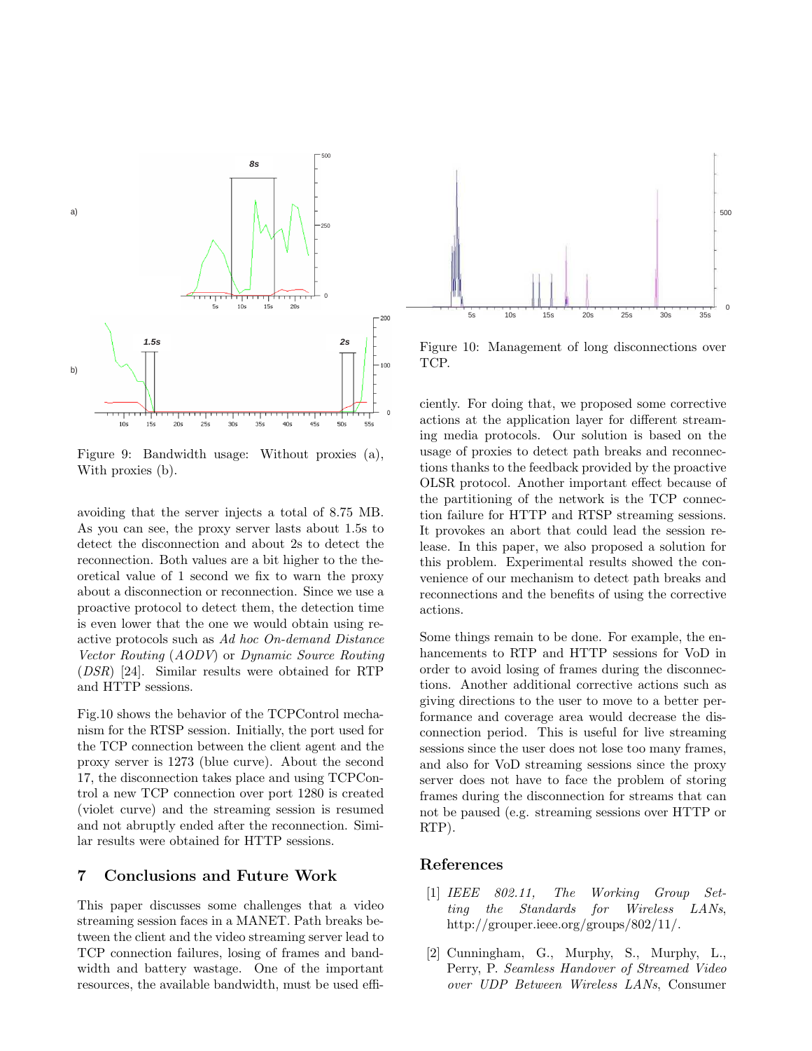Figure 9: Bandwidth usage: Without proxies (a), With proxies (b).

avoiding that the server injects a total of 8.75 MB. As you can see, the proxy server lasts about 1.5s to detect the disconnection and about 2s to detect the reconnection. Both values are a bit higher to the theoretical value of 1 second we fix to warn the proxy about a disconnection or reconnection. Since we use a proactive protocol to detect them, the detection time is even lower that the one we would obtain using reactive protocols such as *Ad hoc On-demand Distance Vector Routing* (*AODV*) or *Dynamic Source Routing* (*DSR*) [24]. Similar results were obtained for RTP and HTTP sessions.

Fig.10 shows the behavior of the TCPControl mechanism for the RTSP session. Initially, the port used for the TCP connection between the client agent and the proxy server is 1273 (blue curve). About the second 17, the disconnection takes place and using TCPControl a new TCP connection over port 1280 is created (violet curve) and the streaming session is resumed and not abruptly ended after the reconnection. Similar results were obtained for HTTP sessions.

## 7 Conclusions and Future Work

This paper discusses some challenges that a video streaming session faces in a MANET. Path breaks between the client and the video streaming server lead to TCP connection failures, losing of frames and bandwidth and battery wastage. One of the important resources, the available bandwidth, must be used efficiently. For doing that, we proposed some corrective actions at the application layer for different streaming media protocols. Our solution is based on the usage of proxies to detect path breaks and reconnections thanks to the feedback provided by the proactive OLSR protocol. Another important effect because of the partitioning of the network is the TCP connection failure for HTTP and RTSP streaming sessions. It provokes an abort that could lead the session release. In this paper, we also proposed a solution for this problem. Experimental results showed the convenience of our mechanism to detect path breaks and reconnections and the benefits of using the corrective actions.

Figure 10: Management of long disconnections over TCP.

Some things remain to be done. For example, the enhancements to RTP and HTTP sessions for VoD in order to avoid losing of frames during the disconnections. Another additional corrective actions such as giving directions to the user to move to a better performance and coverage area would decrease the disconnection period. This is useful for live streaming sessions since the user does not lose too many frames, and also for VoD streaming sessions since the proxy server does not have to face the problem of storing frames during the disconnection for streams that can not be paused (e.g. streaming sessions over HTTP or RTP).

## References

[1] *IEEE 802.11, The Working Group Setting the Standards for Wireless LANs*, http://grouper.ieee.org/groups/802/11/.

[2] Cunningham, G., Murphy, S., Murphy, L., Perry, P. *Seamless Handover of Streamed Video over UDP Between Wireless LANs*, Consumer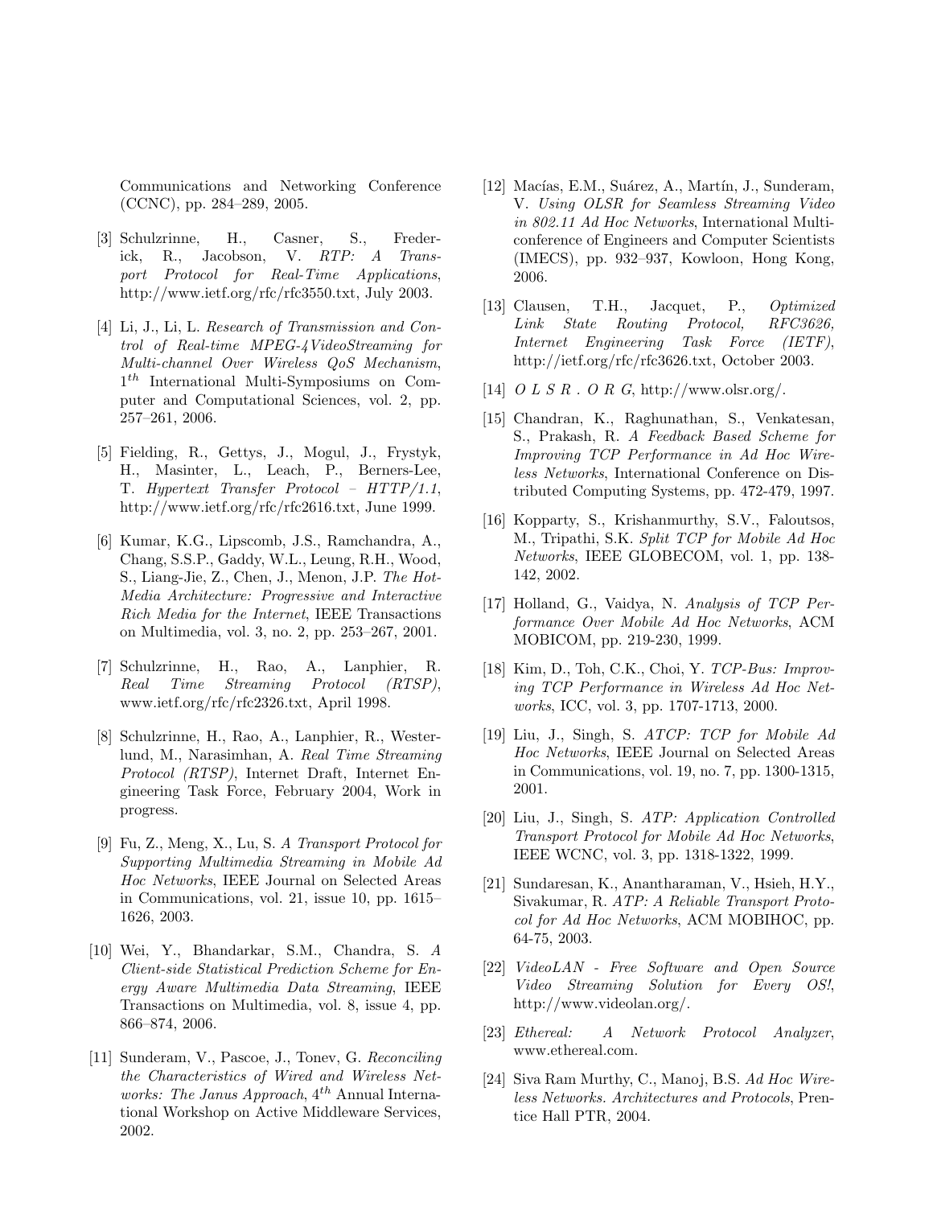Communications and Networking Conference (CCNC), pp. 284–289, 2005.

[3] Schulzrinne, H., Casner, S., Frederick, R., Jacobson, V. *RTP: A Transport Protocol for Real-Time Applications*, http://www.ietf.org/rfc/rfc3550.txt, July 2003.

[4] Li, J., Li, L. *Research of Transmission and Control of Real-time MPEG-4VideoStreaming for Multi-channel Over Wireless QoS Mechanism*, $1^{th}$ International Multi-Symposiums on Computer and Computational Sciences, vol. 2, pp. 257–261, 2006.

[5] Fielding, R., Gettys, J., Mogul, J., Frystyk, H., Masinter, L., Leach, P., Berners-Lee, T. *Hypertext Transfer Protocol – HTTP/1.1*, http://www.ietf.org/rfc/rfc2616.txt, June 1999.

[6] Kumar, K.G., Lipscomb, J.S., Ramchandra, A., Chang, S.S.P., Gaddy, W.L., Leung, R.H., Wood, S., Liang-Jie, Z., Chen, J., Menon, J.P. *The HotMedia Architecture: Progressive and Interactive Rich Media for the Internet*, IEEE Transactions on Multimedia, vol. 3, no. 2, pp. 253–267, 2001.

[7] Schulzrinne, H., Rao, A., Lanphier, R. *Real Time Streaming Protocol (RTSP)*, www.ietf.org/rfc/rfc2326.txt, April 1998.

[8] Schulzrinne, H., Rao, A., Lanphier, R., Westerlund, M., Narasimhan, A. *Real Time Streaming Protocol (RTSP)*, Internet Draft, Internet Engineering Task Force, February 2004, Work in progress.

[9] Fu, Z., Meng, X., Lu, S. *A Transport Protocol for Supporting Multimedia Streaming in Mobile Ad Hoc Networks*, IEEE Journal on Selected Areas in Communications, vol. 21, issue 10, pp. 1615–1626, 2003.

[10] Wei, Y., Bhandarkar, S.M., Chandra, S. *A Client-side Statistical Prediction Scheme for Energy Aware Multimedia Data Streaming*, IEEE Transactions on Multimedia, vol. 8, issue 4, pp. 866–874, 2006.

[11] Sunderam, V., Pascoe, J., Tonev, G. *Reconciling the Characteristics of Wired and Wireless Networks: The Janus Approach*, $4^{th}$ Annual International Workshop on Active Middleware Services, 2002.

[12] Macías, E.M., Suárez, A., Martín, J., Sunderam, V. *Using OLSR for Seamless Streaming Video in 802.11 Ad Hoc Networks*, International Multiconference of Engineers and Computer Scientists (IMECS), pp. 932–937, Kowloon, Hong Kong, 2006.

[13] Clausen, T.H., Jacquet, P., *Optimized Link State Routing Protocol, RFC3626, Internet Engineering Task Force (IETF)*, http://ietf.org/rfc/rfc3626.txt, October 2003.

[14] *O L S R . O R G*, http://www.olsr.org/.

[15] Chandran, K., Raghunathan, S., Venkatesan, S., Prakash, R. *A Feedback Based Scheme for Improving TCP Performance in Ad Hoc Wireless Networks*, International Conference on Distributed Computing Systems, pp. 472-479, 1997.

[16] Kopparty, S., Krishanmurthy, S.V., Faloutsos, M., Tripathi, S.K. *Split TCP for Mobile Ad Hoc Networks*, IEEE GLOBECOM, vol. 1, pp. 138-142, 2002.

[17] Holland, G., Vaidya, N. *Analysis of TCP Performance Over Mobile Ad Hoc Networks*, ACM MOBICOM, pp. 219-230, 1999.

[18] Kim, D., Toh, C.K., Choi, Y. *TCP-Bus: Improving TCP Performance in Wireless Ad Hoc Networks*, ICC, vol. 3, pp. 1707-1713, 2000.

[19] Liu, J., Singh, S. *ATCP: TCP for Mobile Ad Hoc Networks*, IEEE Journal on Selected Areas in Communications, vol. 19, no. 7, pp. 1300-1315, 2001.

[20] Liu, J., Singh, S. *ATP: Application Controlled Transport Protocol for Mobile Ad Hoc Networks*, IEEE WCNC, vol. 3, pp. 1318-1322, 1999.

[21] Sundaresan, K., Anantharaman, V., Hsieh, H.Y., Sivakumar, R. *ATP: A Reliable Transport Protocol for Ad Hoc Networks*, ACM MOBIHOC, pp. 64-75, 2003.

[22] *VideoLAN - Free Software and Open Source Video Streaming Solution for Every OS!*, http://www.videolan.org/.

[23] *Ethereal: A Network Protocol Analyzer*, www.ethereal.com.

[24] Siva Ram Murthy, C., Manoj, B.S. *Ad Hoc Wireless Networks. Architectures and Protocols*, Prentice Hall PTR, 2004.